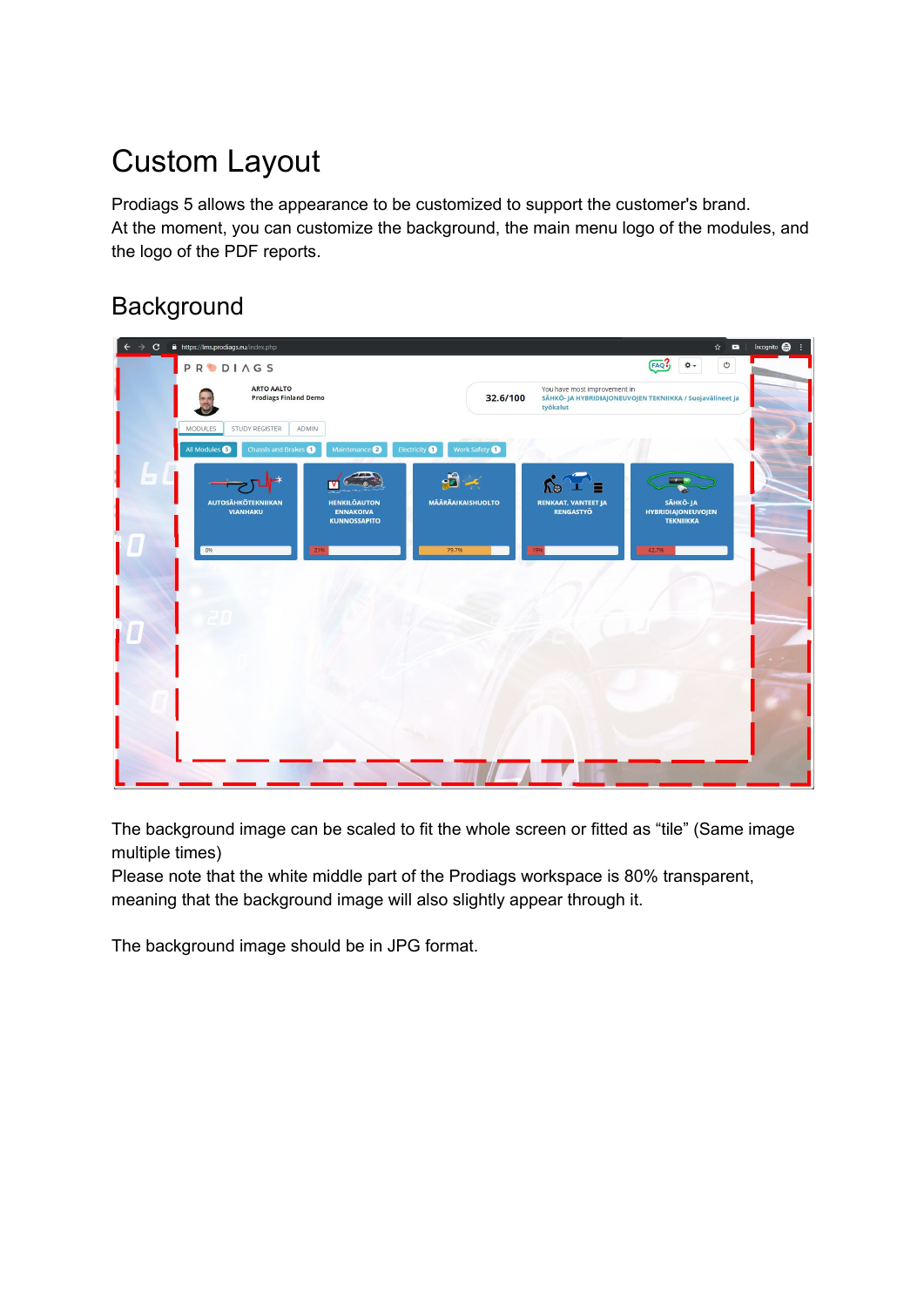# Custom Layout

Prodiags 5 allows the appearance to be customized to support the customer's brand.
At the moment, you can customize the background, the main menu logo of the modules, and the logo of the PDF reports.

## Background

The background image can be scaled to fit the whole screen or fitted as "tile" (Same image multiple times)
Please note that the white middle part of the Prodiags workspace is 80% transparent, meaning that the background image will also slightly appear through it.

The background image should be in JPG format.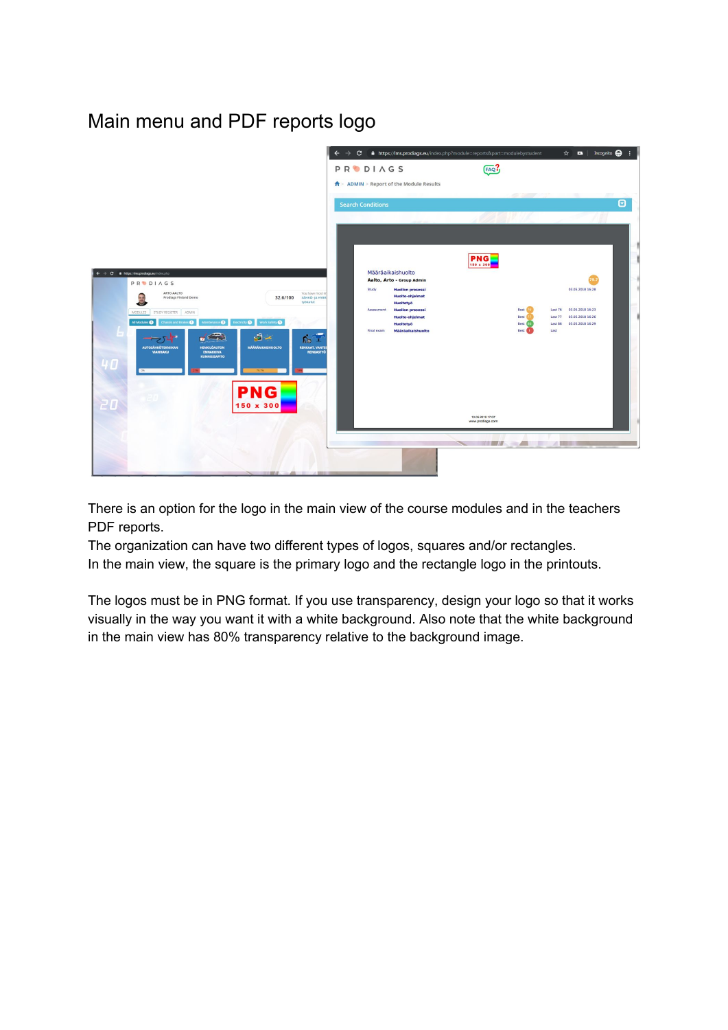# Main menu and PDF reports logo

There is an option for the logo in the main view of the course modules and in the teachers PDF reports.

The organization can have two different types of logos, squares and/or rectangles.

In the main view, the square is the primary logo and the rectangle logo in the printouts.

The logos must be in PNG format. If you use transparency, design your logo so that it works visually in the way you want it with a white background. Also note that the white background in the main view has 80% transparency relative to the background image.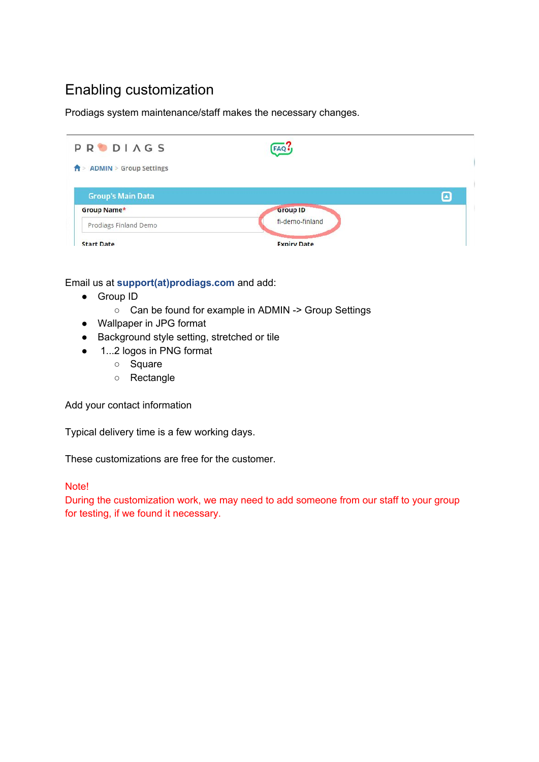# Enabling customization

Prodiags system maintenance/staff makes the necessary changes.

Email us at **support(at)prodiags.com** and add:

- Group ID
  - Can be found for example in ADMIN -> Group Settings
- Wallpaper in JPG format
- Background style setting, stretched or tile
- 1...2 logos in PNG format
  - Square
  - Rectangle

Add your contact information

Typical delivery time is a few working days.

These customizations are free for the customer.

Note!
During the customization work, we may need to add someone from our staff to your group for testing, if we found it necessary.